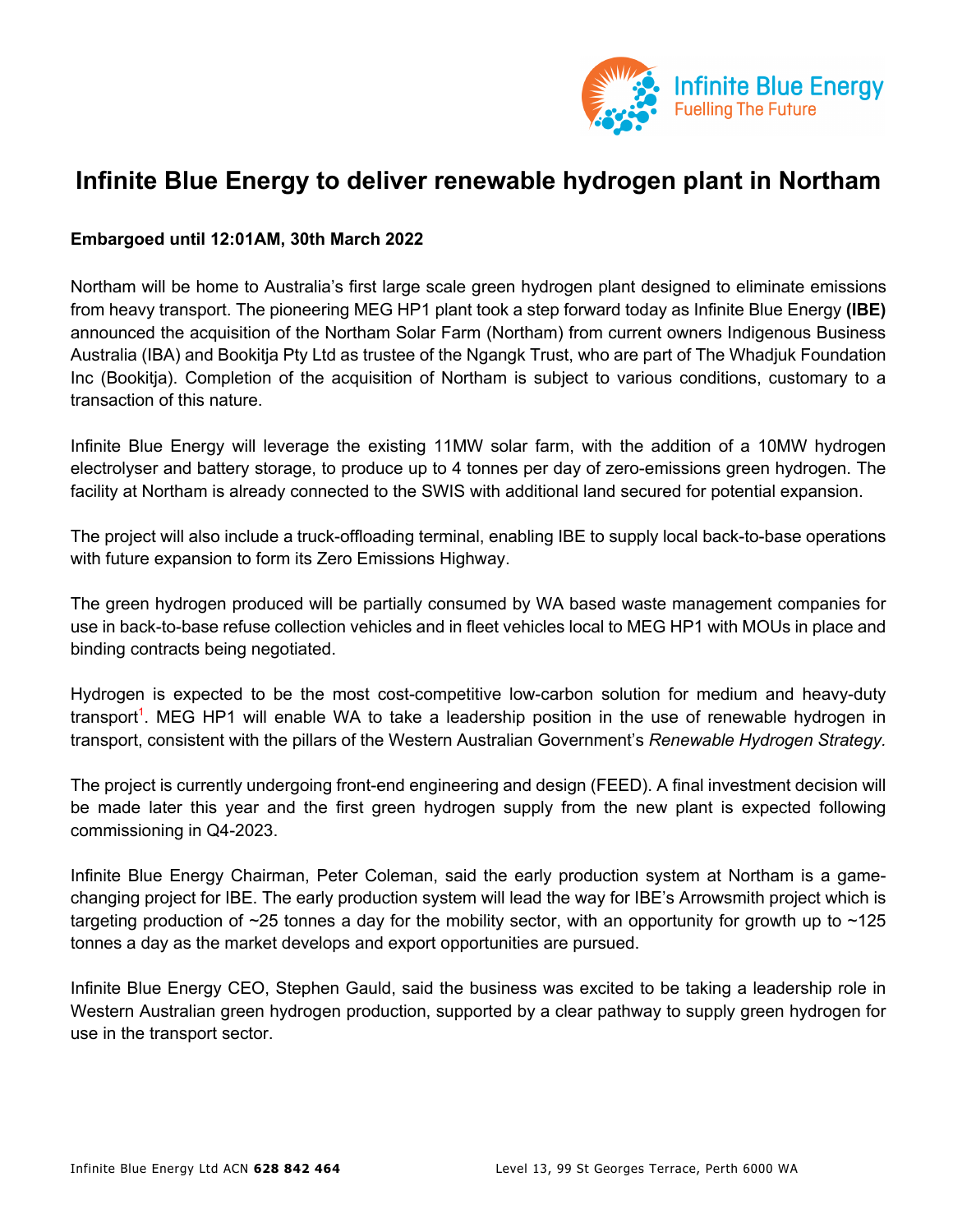# Infinite Blue Energy to deliver renewable hydrogen plant in Northam

**Embargoed until 12:01AM, 30th March 2022**

Northam will be home to Australia's first large scale green hydrogen plant designed to eliminate emissions from heavy transport. The pioneering MEG HP1 plant took a step forward today as Infinite Blue Energy **(IBE)** announced the acquisition of the Northam Solar Farm (Northam) from current owners Indigenous Business Australia (IBA) and Bookitja Pty Ltd as trustee of the Ngangk Trust, who are part of The Whadjuk Foundation Inc (Bookitja). Completion of the acquisition of Northam is subject to various conditions, customary to a transaction of this nature.

Infinite Blue Energy will leverage the existing 11MW solar farm, with the addition of a 10MW hydrogen electrolyser and battery storage, to produce up to 4 tonnes per day of zero-emissions green hydrogen. The facility at Northam is already connected to the SWIS with additional land secured for potential expansion.

The project will also include a truck-offloading terminal, enabling IBE to supply local back-to-base operations with future expansion to form its Zero Emissions Highway.

The green hydrogen produced will be partially consumed by WA based waste management companies for use in back-to-base refuse collection vehicles and in fleet vehicles local to MEG HP1 with MOUs in place and binding contracts being negotiated.

Hydrogen is expected to be the most cost-competitive low-carbon solution for medium and heavy-duty transport[1]. MEG HP1 will enable WA to take a leadership position in the use of renewable hydrogen in transport, consistent with the pillars of the Western Australian Government's *Renewable Hydrogen Strategy*.

The project is currently undergoing front-end engineering and design (FEED). A final investment decision will be made later this year and the first green hydrogen supply from the new plant is expected following commissioning in Q4-2023.

Infinite Blue Energy Chairman, Peter Coleman, said the early production system at Northam is a game-changing project for IBE. The early production system will lead the way for IBE's Arrowsmith project which is targeting production of ~25 tonnes a day for the mobility sector, with an opportunity for growth up to ~125 tonnes a day as the market develops and export opportunities are pursued.

Infinite Blue Energy CEO, Stephen Gauld, said the business was excited to be taking a leadership role in Western Australian green hydrogen production, supported by a clear pathway to supply green hydrogen for use in the transport sector.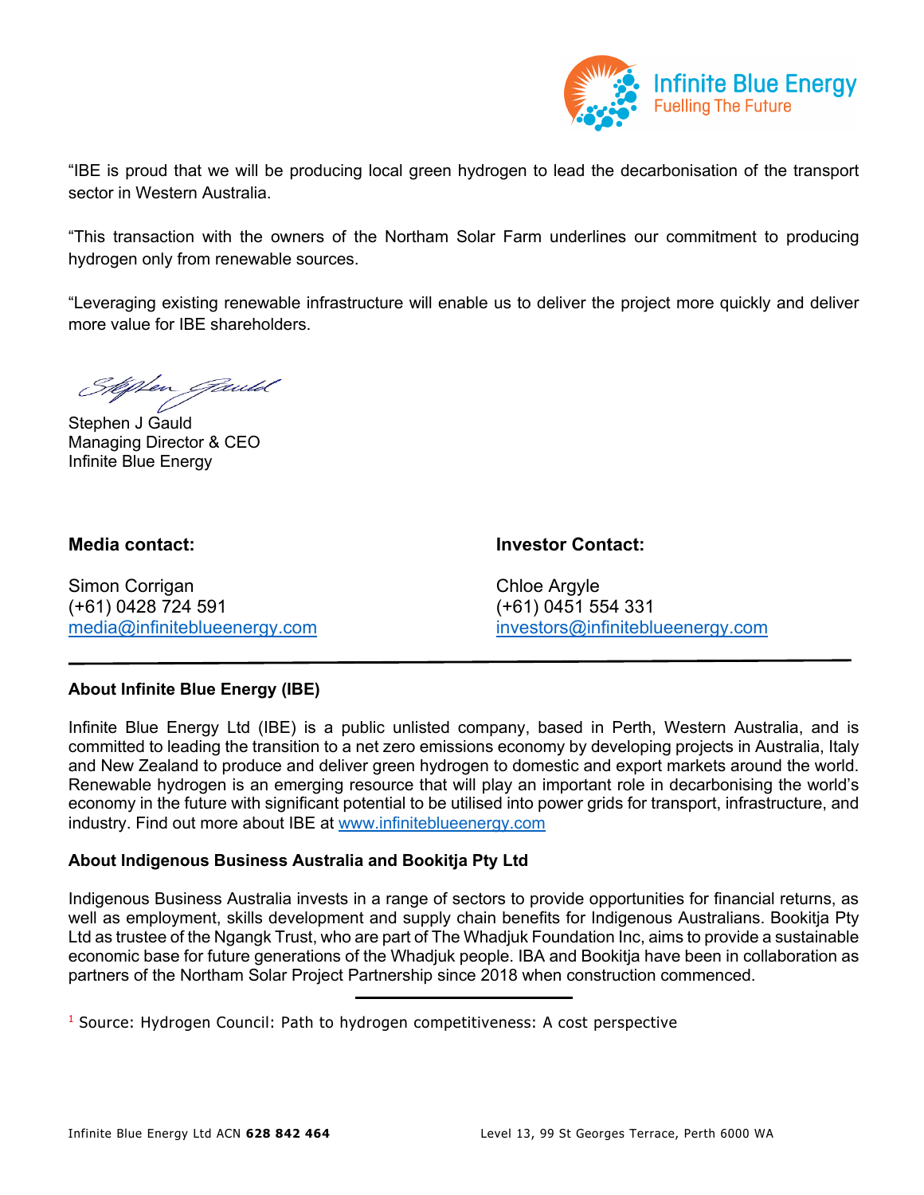"IBE is proud that we will be producing local green hydrogen to lead the decarbonisation of the transport sector in Western Australia.

"This transaction with the owners of the Northam Solar Farm underlines our commitment to producing hydrogen only from renewable sources.

"Leveraging existing renewable infrastructure will enable us to deliver the project more quickly and deliver more value for IBE shareholders.

Stephen J Gauld
Managing Director & CEO
Infinite Blue Energy

**Media contact:**

Simon Corrigan
(+61) 0428 724 591
media@infiniteblueenergy.com

**Investor Contact:**

Chloe Argyle
(+61) 0451 554 331
investors@infiniteblueenergy.com

---

**About Infinite Blue Energy (IBE)**

Infinite Blue Energy Ltd (IBE) is a public unlisted company, based in Perth, Western Australia, and is committed to leading the transition to a net zero emissions economy by developing projects in Australia, Italy and New Zealand to produce and deliver green hydrogen to domestic and export markets around the world. Renewable hydrogen is an emerging resource that will play an important role in decarbonising the world's economy in the future with significant potential to be utilised into power grids for transport, infrastructure, and industry. Find out more about IBE at www.infiniteblueenergy.com

**About Indigenous Business Australia and Bookitja Pty Ltd**

Indigenous Business Australia invests in a range of sectors to provide opportunities for financial returns, as well as employment, skills development and supply chain benefits for Indigenous Australians. Bookitja Pty Ltd as trustee of the Ngangk Trust, who are part of The Whadjuk Foundation Inc, aims to provide a sustainable economic base for future generations of the Whadjuk people. IBA and Bookitja have been in collaboration as partners of the Northam Solar Project Partnership since 2018 when construction commenced.

---

[1] Source: Hydrogen Council: Path to hydrogen competitiveness: A cost perspective

Infinite Blue Energy Ltd ACN **628 842 464** Level 13, 99 St Georges Terrace, Perth 6000 WA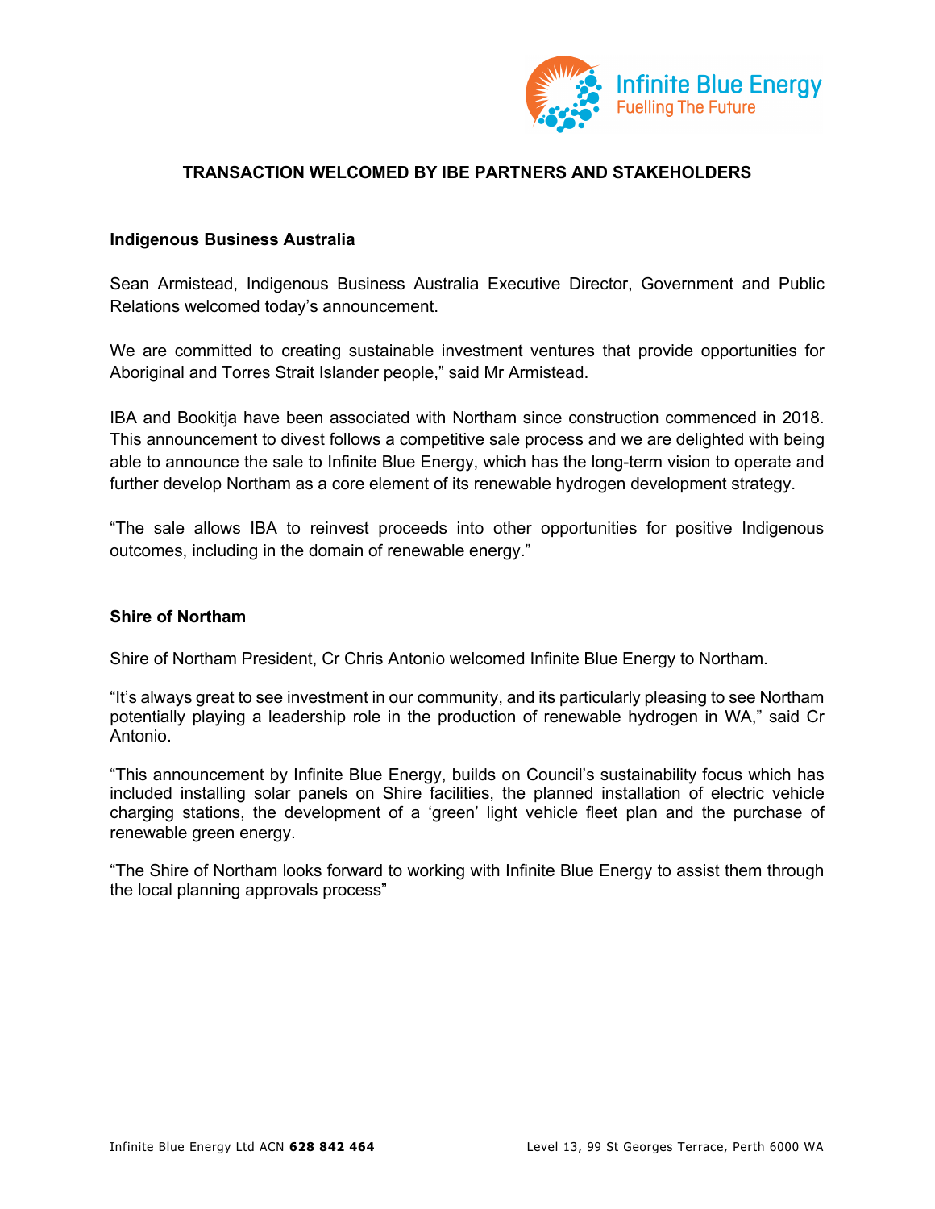## TRANSACTION WELCOMED BY IBE PARTNERS AND STAKEHOLDERS

**Indigenous Business Australia**

Sean Armistead, Indigenous Business Australia Executive Director, Government and Public Relations welcomed today's announcement.

We are committed to creating sustainable investment ventures that provide opportunities for Aboriginal and Torres Strait Islander people," said Mr Armistead.

IBA and Bookitja have been associated with Northam since construction commenced in 2018. This announcement to divest follows a competitive sale process and we are delighted with being able to announce the sale to Infinite Blue Energy, which has the long-term vision to operate and further develop Northam as a core element of its renewable hydrogen development strategy.

"The sale allows IBA to reinvest proceeds into other opportunities for positive Indigenous outcomes, including in the domain of renewable energy."

**Shire of Northam**

Shire of Northam President, Cr Chris Antonio welcomed Infinite Blue Energy to Northam.

"It's always great to see investment in our community, and its particularly pleasing to see Northam potentially playing a leadership role in the production of renewable hydrogen in WA," said Cr Antonio.

"This announcement by Infinite Blue Energy, builds on Council's sustainability focus which has included installing solar panels on Shire facilities, the planned installation of electric vehicle charging stations, the development of a 'green' light vehicle fleet plan and the purchase of renewable green energy.

"The Shire of Northam looks forward to working with Infinite Blue Energy to assist them through the local planning approvals process"